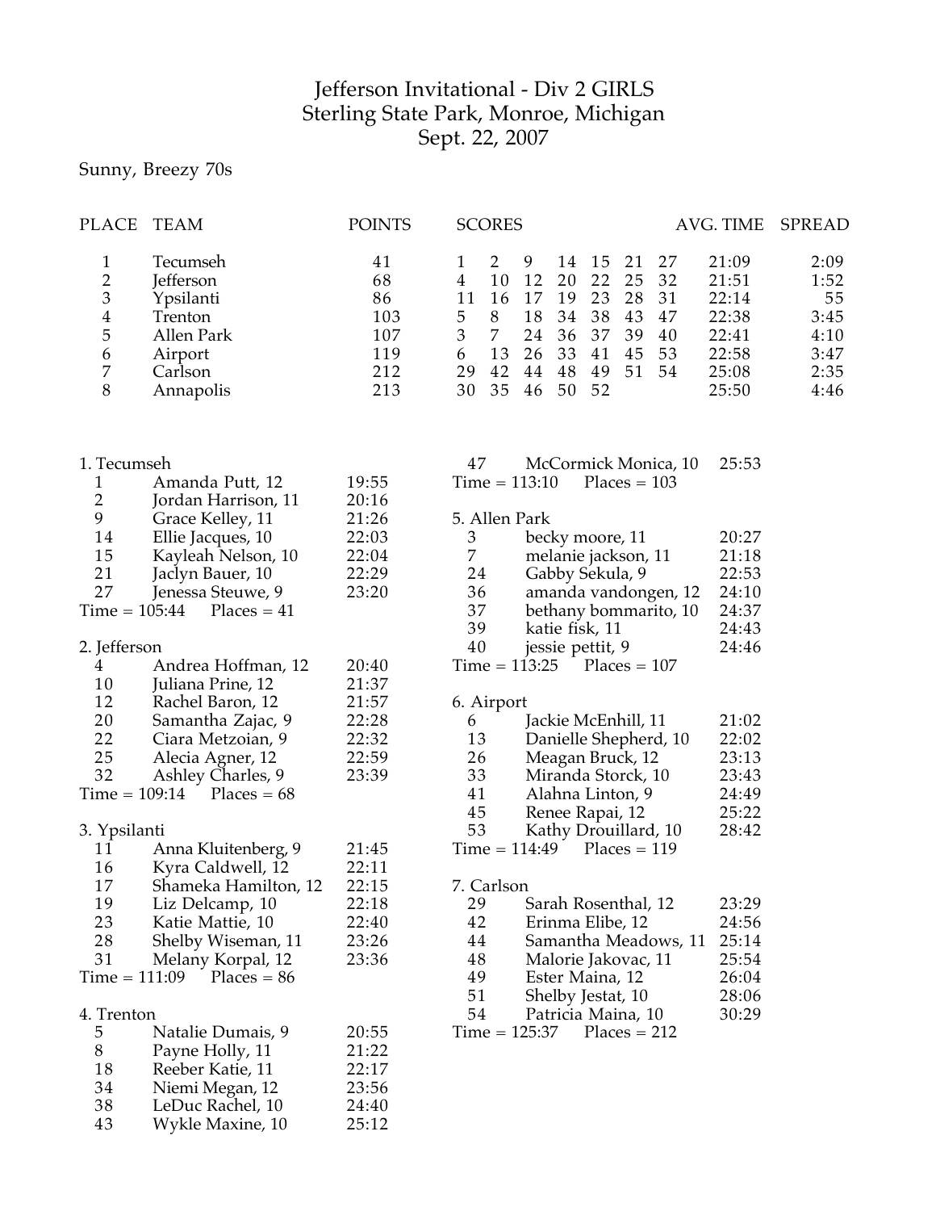# Jefferson Invitational - Div 2 GIRLS
## Sterling State Park, Monroe, Michigan
## Sept. 22, 2007

Sunny, Breezy 70s

| PLACE | TEAM | POINTS | SCORES | | | | | | | AVG. TIME | SPREAD |
|---|---|---|---|---|---|---|---|---|---|---|---|
| 1 | Tecumseh | 41 | 1 | 2 | 9 | 14 | 15 | 21 | 27 | 21:09 | 2:09 |
| 2 | Jefferson | 68 | 4 | 10 | 12 | 20 | 22 | 25 | 32 | 21:51 | 1:52 |
| 3 | Ypsilanti | 86 | 11 | 16 | 17 | 19 | 23 | 28 | 31 | 22:14 | 55 |
| 4 | Trenton | 103 | 5 | 8 | 18 | 34 | 38 | 43 | 47 | 22:38 | 3:45 |
| 5 | Allen Park | 107 | 3 | 7 | 24 | 36 | 37 | 39 | 40 | 22:41 | 4:10 |
| 6 | Airport | 119 | 6 | 13 | 26 | 33 | 41 | 45 | 53 | 22:58 | 3:47 |
| 7 | Carlson | 212 | 29 | 42 | 44 | 48 | 49 | 51 | 54 | 25:08 | 2:35 |
| 8 | Annapolis | 213 | 30 | 35 | 46 | 50 | 52 | | | 25:50 | 4:46 |

### 1. Tecumseh

| | | |
|---|---|---|
| 1 | Amanda Putt, 12 | 19:55 |
| 2 | Jordan Harrison, 11 | 20:16 |
| 9 | Grace Kelley, 11 | 21:26 |
| 14 | Ellie Jacques, 10 | 22:03 |
| 15 | Kayleah Nelson, 10 | 22:04 |
| 21 | Jaclyn Bauer, 10 | 22:29 |
| 27 | Jenessa Steuwe, 9 | 23:20 |

Time = 105:44 Places = 41

### 2. Jefferson

| | | |
|---|---|---|
| 4 | Andrea Hoffman, 12 | 20:40 |
| 10 | Juliana Prine, 12 | 21:37 |
| 12 | Rachel Baron, 12 | 21:57 |
| 20 | Samantha Zajac, 9 | 22:28 |
| 22 | Ciara Metzoian, 9 | 22:32 |
| 25 | Alecia Agner, 12 | 22:59 |
| 32 | Ashley Charles, 9 | 23:39 |

Time = 109:14 Places = 68

### 3. Ypsilanti

| | | |
|---|---|---|
| 11 | Anna Kluitenberg, 9 | 21:45 |
| 16 | Kyra Caldwell, 12 | 22:11 |
| 17 | Shameka Hamilton, 12 | 22:15 |
| 19 | Liz Delcamp, 10 | 22:18 |
| 23 | Katie Mattie, 10 | 22:40 |
| 28 | Shelby Wiseman, 11 | 23:26 |
| 31 | Melany Korpal, 12 | 23:36 |

Time = 111:09 Places = 86

### 4. Trenton

| | | |
|---|---|---|
| 5 | Natalie Dumais, 9 | 20:55 |
| 8 | Payne Holly, 11 | 21:22 |
| 18 | Reeber Katie, 11 | 22:17 |
| 34 | Niemi Megan, 12 | 23:56 |
| 38 | LeDuc Rachel, 10 | 24:40 |
| 43 | Wykle Maxine, 10 | 25:12 |
| 47 | McCormick Monica, 10 | 25:53 |

Time = 113:10 Places = 103

### 5. Allen Park

| | | |
|---|---|---|
| 3 | becky moore, 11 | 20:27 |
| 7 | melanie jackson, 11 | 21:18 |
| 24 | Gabby Sekula, 9 | 22:53 |
| 36 | amanda vandongen, 12 | 24:10 |
| 37 | bethany bommarito, 10 | 24:37 |
| 39 | katie fisk, 11 | 24:43 |
| 40 | jessie pettit, 9 | 24:46 |

Time = 113:25 Places = 107

### 6. Airport

| | | |
|---|---|---|
| 6 | Jackie McEnhill, 11 | 21:02 |
| 13 | Danielle Shepherd, 10 | 22:02 |
| 26 | Meagan Bruck, 12 | 23:13 |
| 33 | Miranda Storck, 10 | 23:43 |
| 41 | Alahna Linton, 9 | 24:49 |
| 45 | Renee Rapai, 12 | 25:22 |
| 53 | Kathy Drouillard, 10 | 28:42 |

Time = 114:49 Places = 119

### 7. Carlson

| | | |
|---|---|---|
| 29 | Sarah Rosenthal, 12 | 23:29 |
| 42 | Erinma Elibe, 12 | 24:56 |
| 44 | Samantha Meadows, 11 | 25:14 |
| 48 | Malorie Jakovac, 11 | 25:54 |
| 49 | Ester Maina, 12 | 26:04 |
| 51 | Shelby Jestat, 10 | 28:06 |
| 54 | Patricia Maina, 10 | 30:29 |

Time = 125:37 Places = 212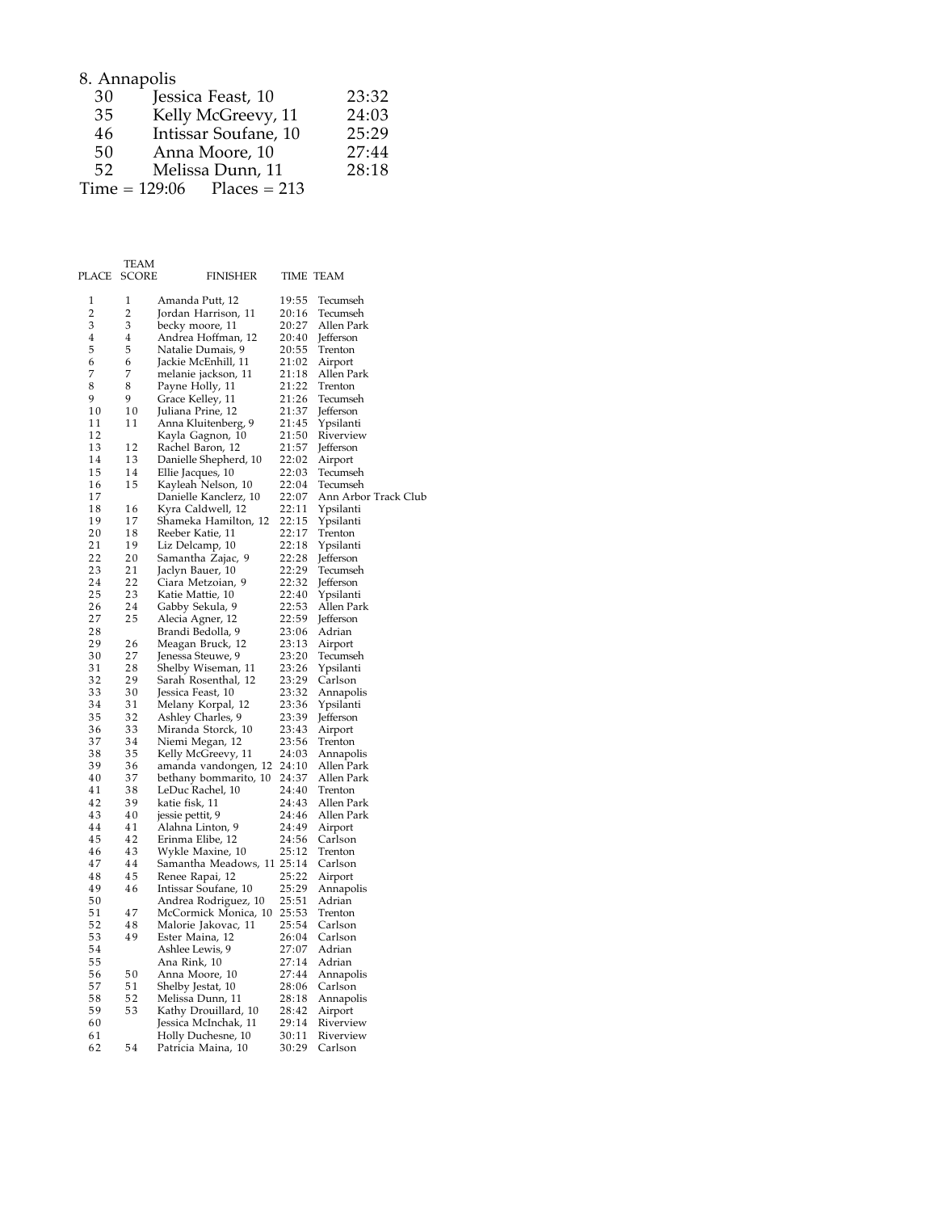8. Annapolis

| | | |
|---|---|---|
| 30 | Jessica Feast, 10 | 23:32 |
| 35 | Kelly McGreevy, 11 | 24:03 |
| 46 | Intissar Soufane, 10 | 25:29 |
| 50 | Anna Moore, 10 | 27:44 |
| 52 | Melissa Dunn, 11 | 28:18 |

Time = 129:06 Places = 213

| PLACE | TEAM SCORE | FINISHER | TIME | TEAM |
|---|---|---|---|---|
| 1 | 1 | Amanda Putt, 12 | 19:55 | Tecumseh |
| 2 | 2 | Jordan Harrison, 11 | 20:16 | Tecumseh |
| 3 | 3 | becky moore, 11 | 20:27 | Allen Park |
| 4 | 4 | Andrea Hoffman, 12 | 20:40 | Jefferson |
| 5 | 5 | Natalie Dumais, 9 | 20:55 | Trenton |
| 6 | 6 | Jackie McEnhill, 11 | 21:02 | Airport |
| 7 | 7 | melanie jackson, 11 | 21:18 | Allen Park |
| 8 | 8 | Payne Holly, 11 | 21:22 | Trenton |
| 9 | 9 | Grace Kelley, 11 | 21:26 | Tecumseh |
| 10 | 10 | Juliana Prine, 12 | 21:37 | Jefferson |
| 11 | 11 | Anna Kluitenberg, 9 | 21:45 | Ypsilanti |
| 12 | | Kayla Gagnon, 10 | 21:50 | Riverview |
| 13 | 12 | Rachel Baron, 12 | 21:57 | Jefferson |
| 14 | 13 | Danielle Shepherd, 10 | 22:02 | Airport |
| 15 | 14 | Ellie Jacques, 10 | 22:03 | Tecumseh |
| 16 | 15 | Kayleah Nelson, 10 | 22:04 | Tecumseh |
| 17 | | Danielle Kanclerz, 10 | 22:07 | Ann Arbor Track Club |
| 18 | 16 | Kyra Caldwell, 12 | 22:11 | Ypsilanti |
| 19 | 17 | Shameka Hamilton, 12 | 22:15 | Ypsilanti |
| 20 | 18 | Reeber Katie, 11 | 22:17 | Trenton |
| 21 | 19 | Liz Delcamp, 10 | 22:18 | Ypsilanti |
| 22 | 20 | Samantha Zajac, 9 | 22:28 | Jefferson |
| 23 | 21 | Jaclyn Bauer, 10 | 22:29 | Tecumseh |
| 24 | 22 | Ciara Metzoian, 9 | 22:32 | Jefferson |
| 25 | 23 | Katie Mattie, 10 | 22:40 | Ypsilanti |
| 26 | 24 | Gabby Sekula, 9 | 22:53 | Allen Park |
| 27 | 25 | Alecia Agner, 12 | 22:59 | Jefferson |
| 28 | | Brandi Bedolla, 9 | 23:06 | Adrian |
| 29 | 26 | Meagan Bruck, 12 | 23:13 | Airport |
| 30 | 27 | Jenessa Steuwe, 9 | 23:20 | Tecumseh |
| 31 | 28 | Shelby Wiseman, 11 | 23:26 | Ypsilanti |
| 32 | 29 | Sarah Rosenthal, 12 | 23:29 | Carlson |
| 33 | 30 | Jessica Feast, 10 | 23:32 | Annapolis |
| 34 | 31 | Melany Korpal, 12 | 23:36 | Ypsilanti |
| 35 | 32 | Ashley Charles, 9 | 23:39 | Jefferson |
| 36 | 33 | Miranda Storck, 10 | 23:43 | Airport |
| 37 | 34 | Niemi Megan, 12 | 23:56 | Trenton |
| 38 | 35 | Kelly McGreevy, 11 | 24:03 | Annapolis |
| 39 | 36 | amanda vandongen, 12 | 24:10 | Allen Park |
| 40 | 37 | bethany bommarito, 10 | 24:37 | Allen Park |
| 41 | 38 | LeDuc Rachel, 10 | 24:40 | Trenton |
| 42 | 39 | katie fisk, 11 | 24:43 | Allen Park |
| 43 | 40 | jessie pettit, 9 | 24:46 | Allen Park |
| 44 | 41 | Alahna Linton, 9 | 24:49 | Airport |
| 45 | 42 | Erinma Elibe, 12 | 24:56 | Carlson |
| 46 | 43 | Wykle Maxine, 10 | 25:12 | Trenton |
| 47 | 44 | Samantha Meadows, 11 | 25:14 | Carlson |
| 48 | 45 | Renee Rapai, 12 | 25:22 | Airport |
| 49 | 46 | Intissar Soufane, 10 | 25:29 | Annapolis |
| 50 | | Andrea Rodriguez, 10 | 25:51 | Adrian |
| 51 | 47 | McCormick Monica, 10 | 25:53 | Trenton |
| 52 | 48 | Malorie Jakovac, 11 | 25:54 | Carlson |
| 53 | 49 | Ester Maina, 12 | 26:04 | Carlson |
| 54 | | Ashlee Lewis, 9 | 27:07 | Adrian |
| 55 | | Ana Rink, 10 | 27:14 | Adrian |
| 56 | 50 | Anna Moore, 10 | 27:44 | Annapolis |
| 57 | 51 | Shelby Jestat, 10 | 28:06 | Carlson |
| 58 | 52 | Melissa Dunn, 11 | 28:18 | Annapolis |
| 59 | 53 | Kathy Drouillard, 10 | 28:42 | Airport |
| 60 | | Jessica McInchak, 11 | 29:14 | Riverview |
| 61 | | Holly Duchesne, 10 | 30:11 | Riverview |
| 62 | 54 | Patricia Maina, 10 | 30:29 | Carlson |